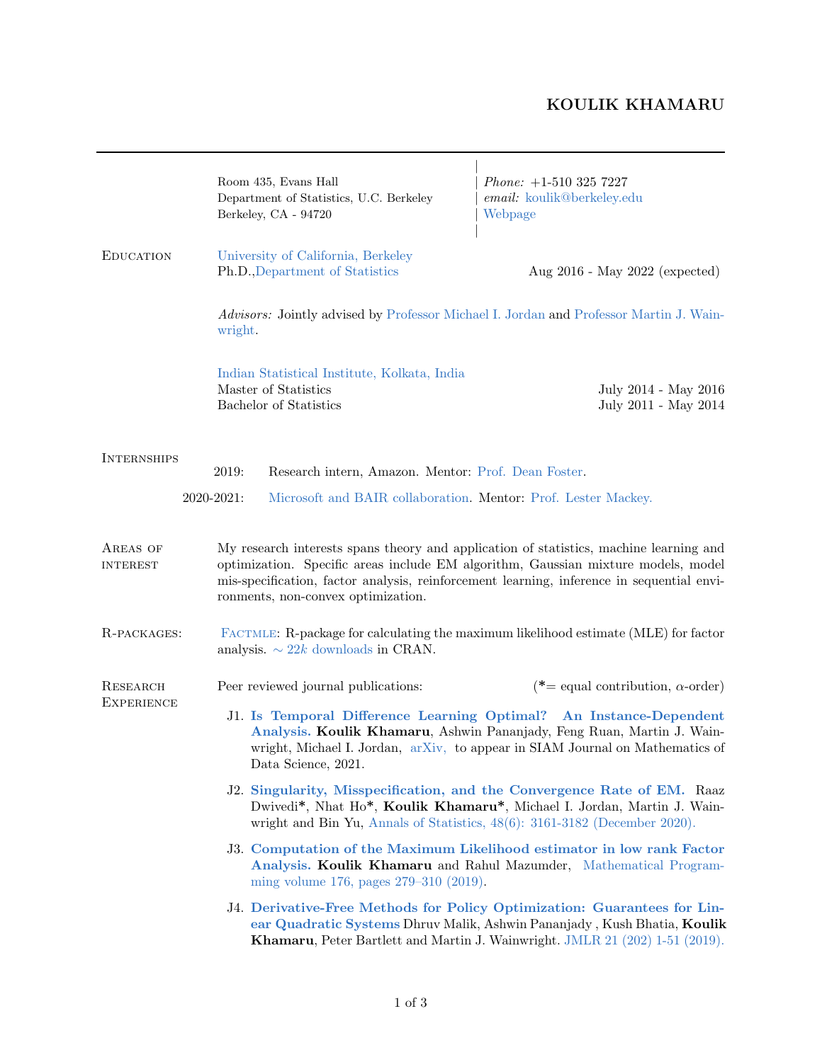# KOULIK KHAMARU

Room 435, Evans Hall
Department of Statistics, U.C. Berkeley
Berkeley, CA - 94720

*Phone:* +1-510 325 7227
*email:* koulik@berkeley.edu
Webpage

## Education

**University of California, Berkeley**
Ph.D., Department of Statistics — Aug 2016 - May 2022 (expected)

*Advisors:* Jointly advised by Professor Michael I. Jordan and Professor Martin J. Wainwright.

**Indian Statistical Institute, Kolkata, India**
Master of Statistics — July 2014 - May 2016
Bachelor of Statistics — July 2011 - May 2014

## Internships

- 2019: Research intern, Amazon. Mentor: Prof. Dean Foster.
- 2020-2021: Microsoft and BAIR collaboration. Mentor: Prof. Lester Mackey.

## Areas of interest

My research interests spans theory and application of statistics, machine learning and optimization. Specific areas include EM algorithm, Gaussian mixture models, model mis-specification, factor analysis, reinforcement learning, inference in sequential environments, non-convex optimization.

## R-packages:

Factmle: R-package for calculating the maximum likelihood estimate (MLE) for factor analysis. $\sim 22k$ downloads in CRAN.

## Research Experience

Peer reviewed journal publications: (*= equal contribution, $\alpha$-order)

J1. **Is Temporal Difference Learning Optimal? An Instance-Dependent Analysis.** **Koulik Khamaru**, Ashwin Pananjady, Feng Ruan, Martin J. Wainwright, Michael I. Jordan, arXiv, to appear in SIAM Journal on Mathematics of Data Science, 2021.

J2. **Singularity, Misspecification, and the Convergence Rate of EM.** Raaz Dwivedi*, Nhat Ho*, **Koulik Khamaru***, Michael I. Jordan, Martin J. Wainwright and Bin Yu, Annals of Statistics, 48(6): 3161-3182 (December 2020).

J3. **Computation of the Maximum Likelihood estimator in low rank Factor Analysis.** **Koulik Khamaru** and Rahul Mazumder, Mathematical Programming volume 176, pages 279–310 (2019).

J4. **Derivative-Free Methods for Policy Optimization: Guarantees for Linear Quadratic Systems** Dhruv Malik, Ashwin Pananjady , Kush Bhatia, **Koulik Khamaru**, Peter Bartlett and Martin J. Wainwright. JMLR 21 (202) 1-51 (2019).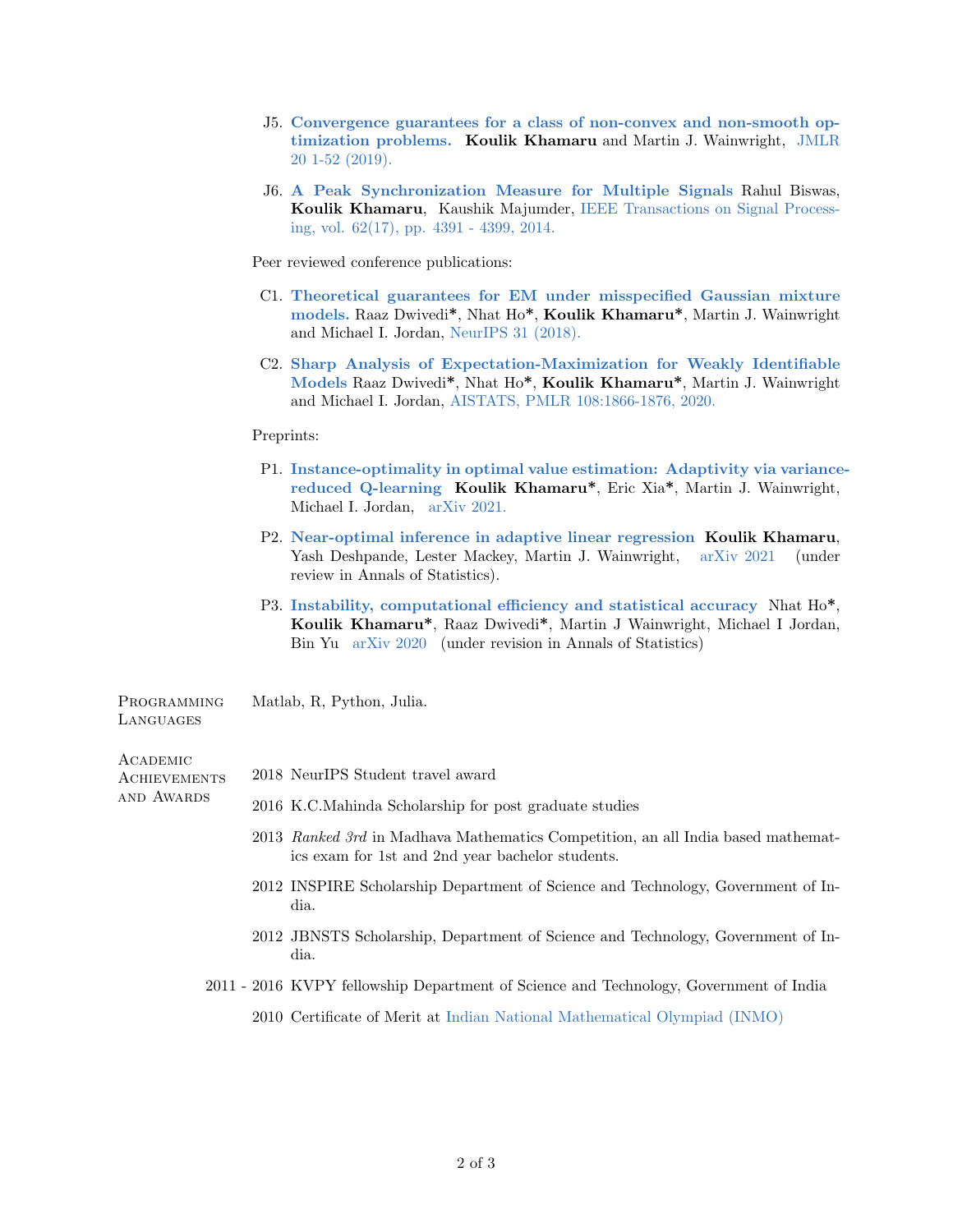J5. **Convergence guarantees for a class of non-convex and non-smooth optimization problems.** **Koulik Khamaru** and Martin J. Wainwright, JMLR 20 1-52 (2019).

J6. **A Peak Synchronization Measure for Multiple Signals** Rahul Biswas, **Koulik Khamaru**, Kaushik Majumder, IEEE Transactions on Signal Processing, vol. 62(17), pp. 4391 - 4399, 2014.

Peer reviewed conference publications:

C1. **Theoretical guarantees for EM under misspecified Gaussian mixture models.** Raaz Dwivedi*, Nhat Ho*, **Koulik Khamaru***, Martin J. Wainwright and Michael I. Jordan, NeurIPS 31 (2018).

C2. **Sharp Analysis of Expectation-Maximization for Weakly Identifiable Models** Raaz Dwivedi*, Nhat Ho*, **Koulik Khamaru***, Martin J. Wainwright and Michael I. Jordan, AISTATS, PMLR 108:1866-1876, 2020.

Preprints:

P1. **Instance-optimality in optimal value estimation: Adaptivity via variance-reduced Q-learning** **Koulik Khamaru***, Eric Xia*, Martin J. Wainwright, Michael I. Jordan, arXiv 2021.

P2. **Near-optimal inference in adaptive linear regression** **Koulik Khamaru**, Yash Deshpande, Lester Mackey, Martin J. Wainwright, arXiv 2021 (under review in Annals of Statistics).

P3. **Instability, computational efficiency and statistical accuracy** Nhat Ho*, **Koulik Khamaru***, Raaz Dwivedi*, Martin J Wainwright, Michael I Jordan, Bin Yu arXiv 2020 (under revision in Annals of Statistics)

## Programming Languages

Matlab, R, Python, Julia.

## Academic Achievements and Awards

- 2018 NeurIPS Student travel award
- 2016 K.C.Mahinda Scholarship for post graduate studies
- 2013 *Ranked 3rd* in Madhava Mathematics Competition, an all India based mathematics exam for 1st and 2nd year bachelor students.
- 2012 INSPIRE Scholarship Department of Science and Technology, Government of India.
- 2012 JBNSTS Scholarship, Department of Science and Technology, Government of India.
- 2011 - 2016 KVPY fellowship Department of Science and Technology, Government of India
- 2010 Certificate of Merit at Indian National Mathematical Olympiad (INMO)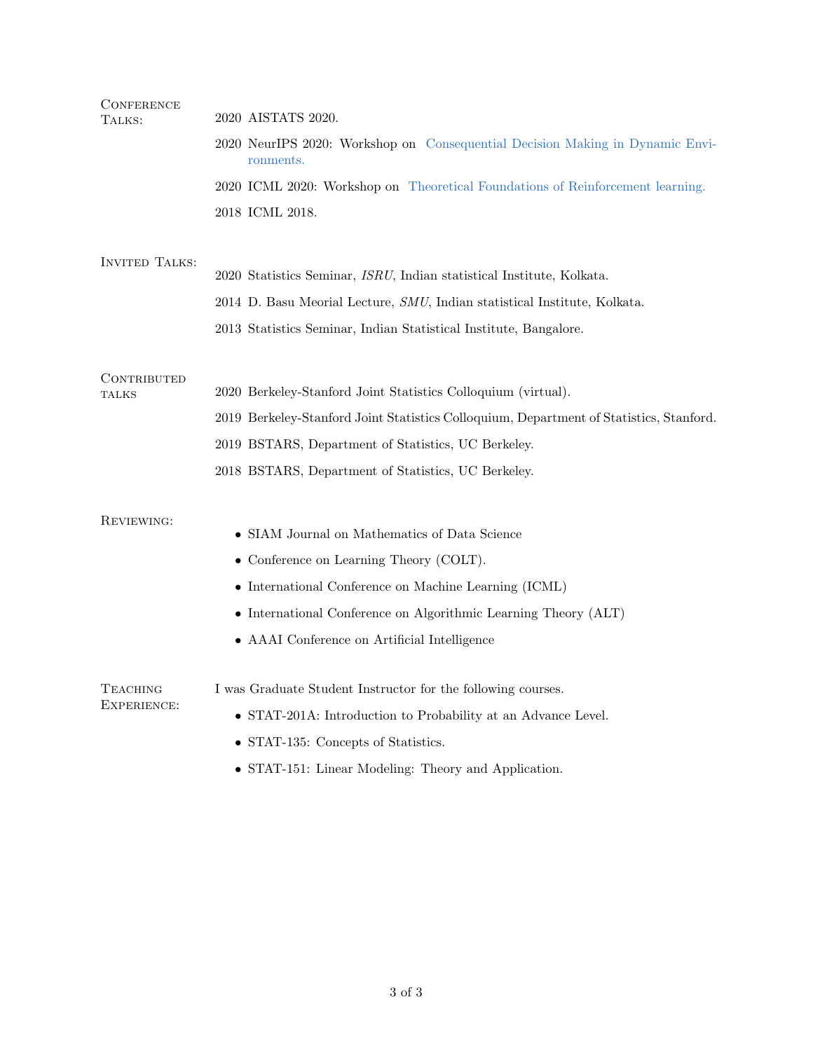## Conference Talks:

2020 AISTATS 2020.

2020 NeurIPS 2020: Workshop on Consequential Decision Making in Dynamic Environments.

2020 ICML 2020: Workshop on Theoretical Foundations of Reinforcement learning.

2018 ICML 2018.

## Invited Talks:

2020 Statistics Seminar, *ISRU*, Indian statistical Institute, Kolkata.

2014 D. Basu Meorial Lecture, *SMU*, Indian statistical Institute, Kolkata.

2013 Statistics Seminar, Indian Statistical Institute, Bangalore.

## Contributed talks

2020 Berkeley-Stanford Joint Statistics Colloquium (virtual).

2019 Berkeley-Stanford Joint Statistics Colloquium, Department of Statistics, Stanford.

2019 BSTARS, Department of Statistics, UC Berkeley.

2018 BSTARS, Department of Statistics, UC Berkeley.

## Reviewing:

- SIAM Journal on Mathematics of Data Science
- Conference on Learning Theory (COLT).
- International Conference on Machine Learning (ICML)
- International Conference on Algorithmic Learning Theory (ALT)
- AAAI Conference on Artificial Intelligence

## Teaching Experience:

I was Graduate Student Instructor for the following courses.

- STAT-201A: Introduction to Probability at an Advance Level.
- STAT-135: Concepts of Statistics.
- STAT-151: Linear Modeling: Theory and Application.